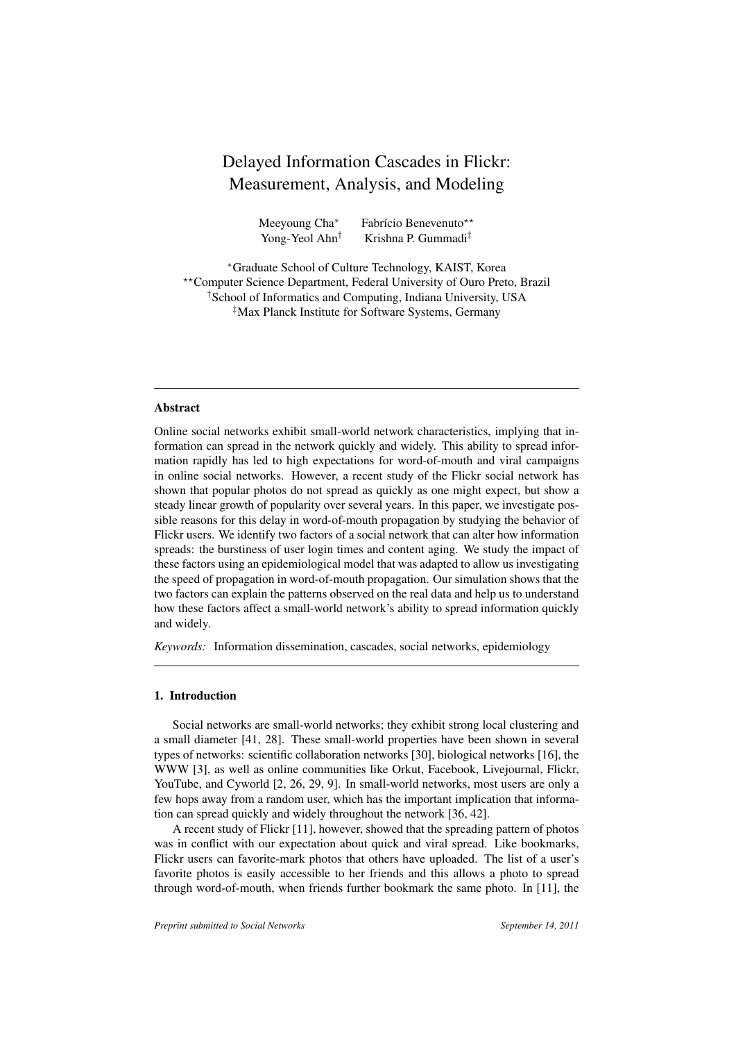# Delayed Information Cascades in Flickr: Measurement, Analysis, and Modeling

Meeyoung Cha[*] Fabrício Benevenuto[**]
Yong-Yeol Ahn[†] Krishna P. Gummadi[‡]

[*]Graduate School of Culture Technology, KAIST, Korea
[**]Computer Science Department, Federal University of Ouro Preto, Brazil
[†]School of Informatics and Computing, Indiana University, USA
[‡]Max Planck Institute for Software Systems, Germany

---

### Abstract

Online social networks exhibit small-world network characteristics, implying that information can spread in the network quickly and widely. This ability to spread information rapidly has led to high expectations for word-of-mouth and viral campaigns in online social networks. However, a recent study of the Flickr social network has shown that popular photos do not spread as quickly as one might expect, but show a steady linear growth of popularity over several years. In this paper, we investigate possible reasons for this delay in word-of-mouth propagation by studying the behavior of Flickr users. We identify two factors of a social network that can alter how information spreads: the burstiness of user login times and content aging. We study the impact of these factors using an epidemiological model that was adapted to allow us investigating the speed of propagation in word-of-mouth propagation. Our simulation shows that the two factors can explain the patterns observed on the real data and help us to understand how these factors affect a small-world network's ability to spread information quickly and widely.

*Keywords:* Information dissemination, cascades, social networks, epidemiology

---

## 1. Introduction

Social networks are small-world networks; they exhibit strong local clustering and a small diameter [41, 28]. These small-world properties have been shown in several types of networks: scientific collaboration networks [30], biological networks [16], the WWW [3], as well as online communities like Orkut, Facebook, Livejournal, Flickr, YouTube, and Cyworld [2, 26, 29, 9]. In small-world networks, most users are only a few hops away from a random user, which has the important implication that information can spread quickly and widely throughout the network [36, 42].

A recent study of Flickr [11], however, showed that the spreading pattern of photos was in conflict with our expectation about quick and viral spread. Like bookmarks, Flickr users can favorite-mark photos that others have uploaded. The list of a user's favorite photos is easily accessible to her friends and this allows a photo to spread through word-of-mouth, when friends further bookmark the same photo. In [11], the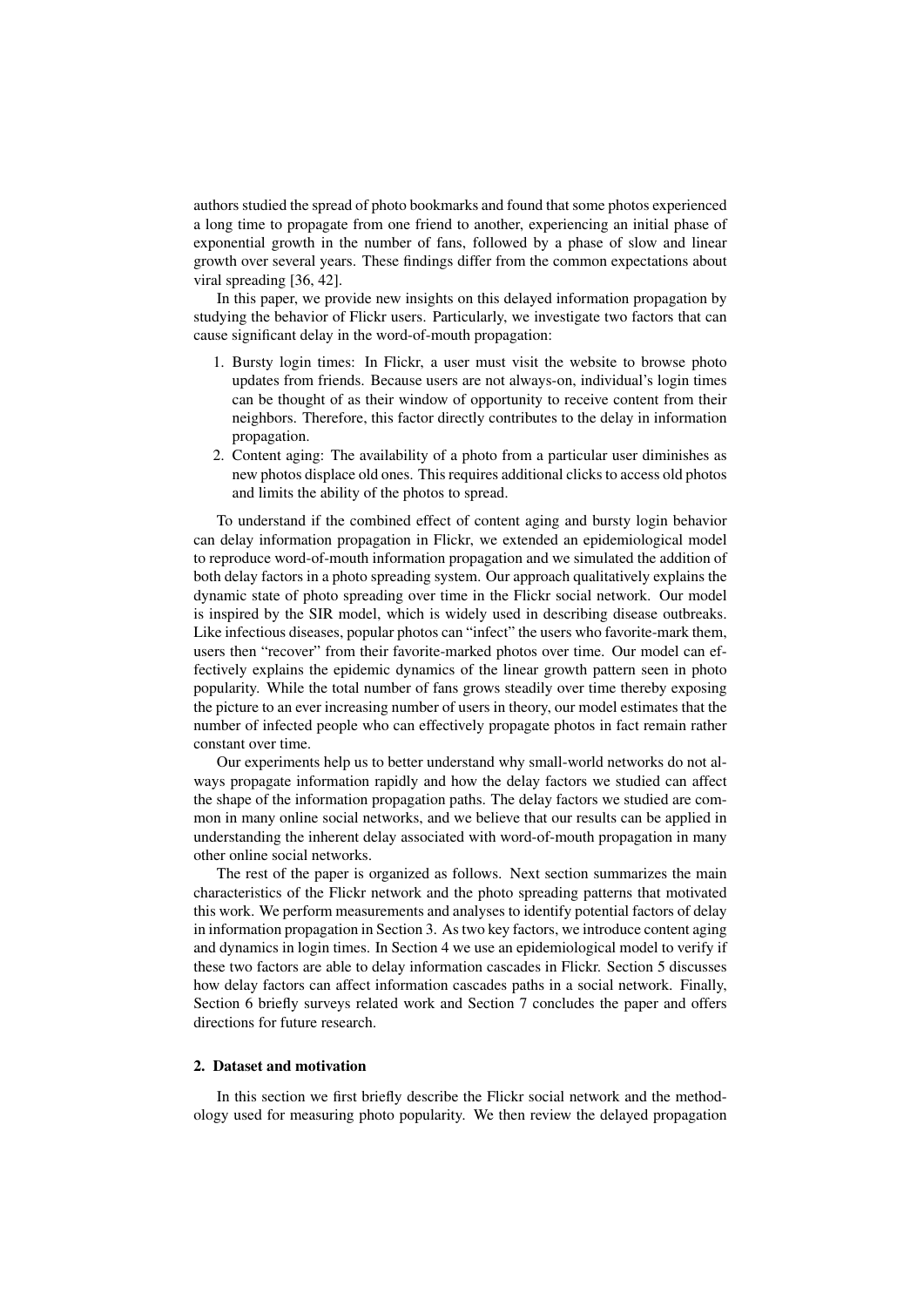authors studied the spread of photo bookmarks and found that some photos experienced a long time to propagate from one friend to another, experiencing an initial phase of exponential growth in the number of fans, followed by a phase of slow and linear growth over several years. These findings differ from the common expectations about viral spreading [36, 42].

In this paper, we provide new insights on this delayed information propagation by studying the behavior of Flickr users. Particularly, we investigate two factors that can cause significant delay in the word-of-mouth propagation:

1. Bursty login times: In Flickr, a user must visit the website to browse photo updates from friends. Because users are not always-on, individual's login times can be thought of as their window of opportunity to receive content from their neighbors. Therefore, this factor directly contributes to the delay in information propagation.
2. Content aging: The availability of a photo from a particular user diminishes as new photos displace old ones. This requires additional clicks to access old photos and limits the ability of the photos to spread.

To understand if the combined effect of content aging and bursty login behavior can delay information propagation in Flickr, we extended an epidemiological model to reproduce word-of-mouth information propagation and we simulated the addition of both delay factors in a photo spreading system. Our approach qualitatively explains the dynamic state of photo spreading over time in the Flickr social network. Our model is inspired by the SIR model, which is widely used in describing disease outbreaks. Like infectious diseases, popular photos can "infect" the users who favorite-mark them, users then "recover" from their favorite-marked photos over time. Our model can effectively explains the epidemic dynamics of the linear growth pattern seen in photo popularity. While the total number of fans grows steadily over time thereby exposing the picture to an ever increasing number of users in theory, our model estimates that the number of infected people who can effectively propagate photos in fact remain rather constant over time.

Our experiments help us to better understand why small-world networks do not always propagate information rapidly and how the delay factors we studied can affect the shape of the information propagation paths. The delay factors we studied are common in many online social networks, and we believe that our results can be applied in understanding the inherent delay associated with word-of-mouth propagation in many other online social networks.

The rest of the paper is organized as follows. Next section summarizes the main characteristics of the Flickr network and the photo spreading patterns that motivated this work. We perform measurements and analyses to identify potential factors of delay in information propagation in Section 3. As two key factors, we introduce content aging and dynamics in login times. In Section 4 we use an epidemiological model to verify if these two factors are able to delay information cascades in Flickr. Section 5 discusses how delay factors can affect information cascades paths in a social network. Finally, Section 6 briefly surveys related work and Section 7 concludes the paper and offers directions for future research.

## 2. Dataset and motivation

In this section we first briefly describe the Flickr social network and the methodology used for measuring photo popularity. We then review the delayed propagation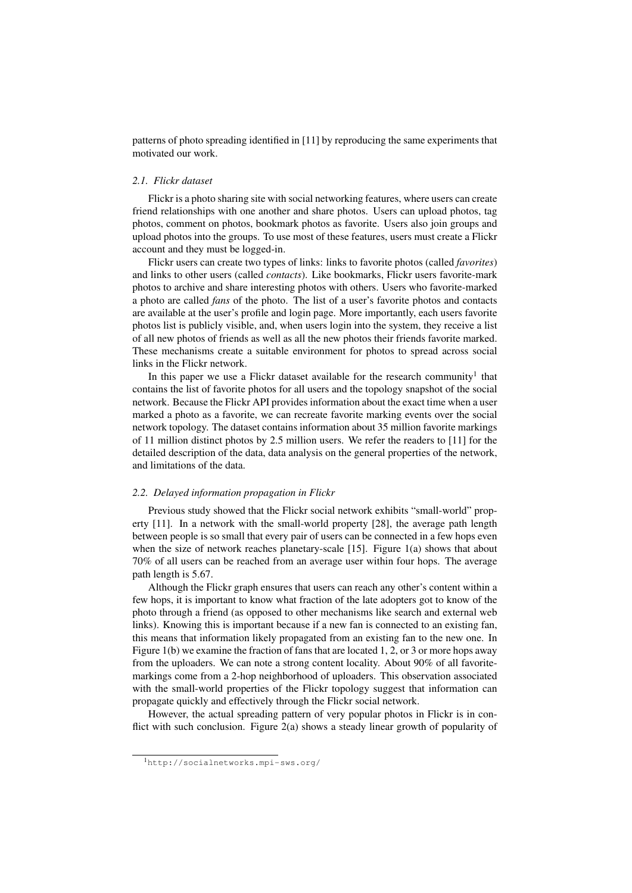patterns of photo spreading identified in [11] by reproducing the same experiments that motivated our work.

### *2.1. Flickr dataset*

Flickr is a photo sharing site with social networking features, where users can create friend relationships with one another and share photos. Users can upload photos, tag photos, comment on photos, bookmark photos as favorite. Users also join groups and upload photos into the groups. To use most of these features, users must create a Flickr account and they must be logged-in.

Flickr users can create two types of links: links to favorite photos (called *favorites*) and links to other users (called *contacts*). Like bookmarks, Flickr users favorite-mark photos to archive and share interesting photos with others. Users who favorite-marked a photo are called *fans* of the photo. The list of a user's favorite photos and contacts are available at the user's profile and login page. More importantly, each users favorite photos list is publicly visible, and, when users login into the system, they receive a list of all new photos of friends as well as all the new photos their friends favorite marked. These mechanisms create a suitable environment for photos to spread across social links in the Flickr network.

In this paper we use a Flickr dataset available for the research community[1] that contains the list of favorite photos for all users and the topology snapshot of the social network. Because the Flickr API provides information about the exact time when a user marked a photo as a favorite, we can recreate favorite marking events over the social network topology. The dataset contains information about 35 million favorite markings of 11 million distinct photos by 2.5 million users. We refer the readers to [11] for the detailed description of the data, data analysis on the general properties of the network, and limitations of the data.

### *2.2. Delayed information propagation in Flickr*

Previous study showed that the Flickr social network exhibits "small-world" property [11]. In a network with the small-world property [28], the average path length between people is so small that every pair of users can be connected in a few hops even when the size of network reaches planetary-scale [15]. Figure 1(a) shows that about 70% of all users can be reached from an average user within four hops. The average path length is 5.67.

Although the Flickr graph ensures that users can reach any other's content within a few hops, it is important to know what fraction of the late adopters got to know of the photo through a friend (as opposed to other mechanisms like search and external web links). Knowing this is important because if a new fan is connected to an existing fan, this means that information likely propagated from an existing fan to the new one. In Figure 1(b) we examine the fraction of fans that are located 1, 2, or 3 or more hops away from the uploaders. We can note a strong content locality. About 90% of all favorite-markings come from a 2-hop neighborhood of uploaders. This observation associated with the small-world properties of the Flickr topology suggest that information can propagate quickly and effectively through the Flickr social network.

However, the actual spreading pattern of very popular photos in Flickr is in conflict with such conclusion. Figure 2(a) shows a steady linear growth of popularity of

[1] http://socialnetworks.mpi-sws.org/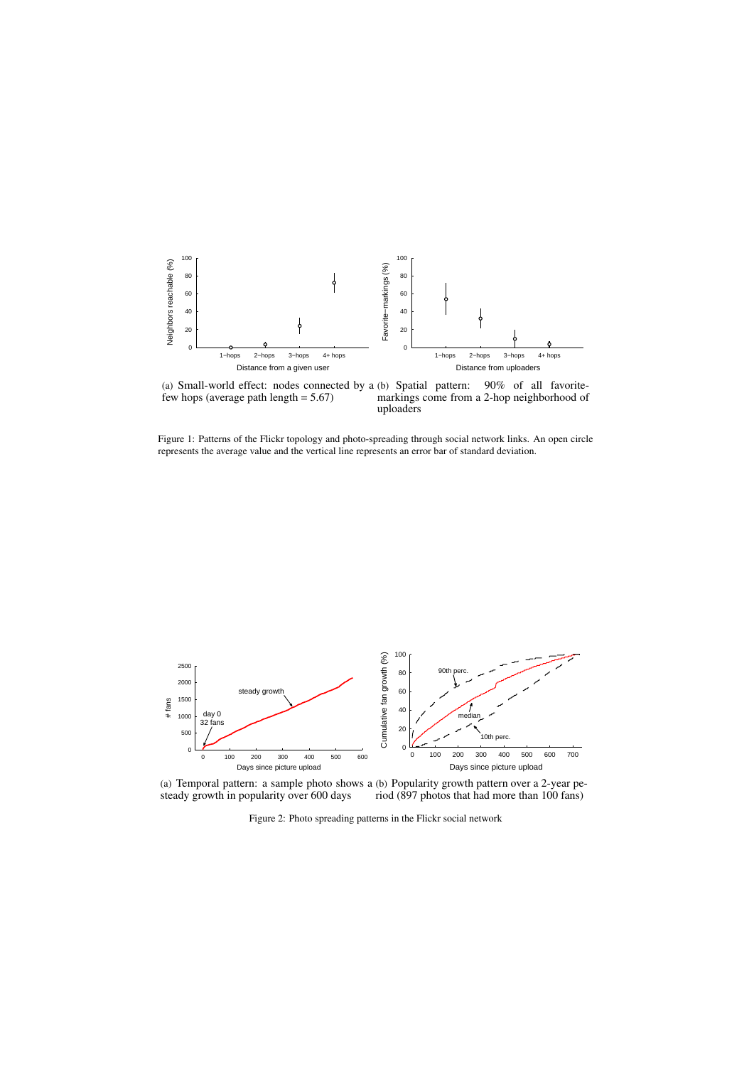(a) Small-world effect: nodes connected by a few hops (average path length = 5.67)

(b) Spatial pattern: 90% of all favorite-markings come from a 2-hop neighborhood of uploaders

Figure 1: Patterns of the Flickr topology and photo-spreading through social network links. An open circle represents the average value and the vertical line represents an error bar of standard deviation.

(a) Temporal pattern: a sample photo shows a steady growth in popularity over 600 days

(b) Popularity growth pattern over a 2-year period (897 photos that had more than 100 fans)

Figure 2: Photo spreading patterns in the Flickr social network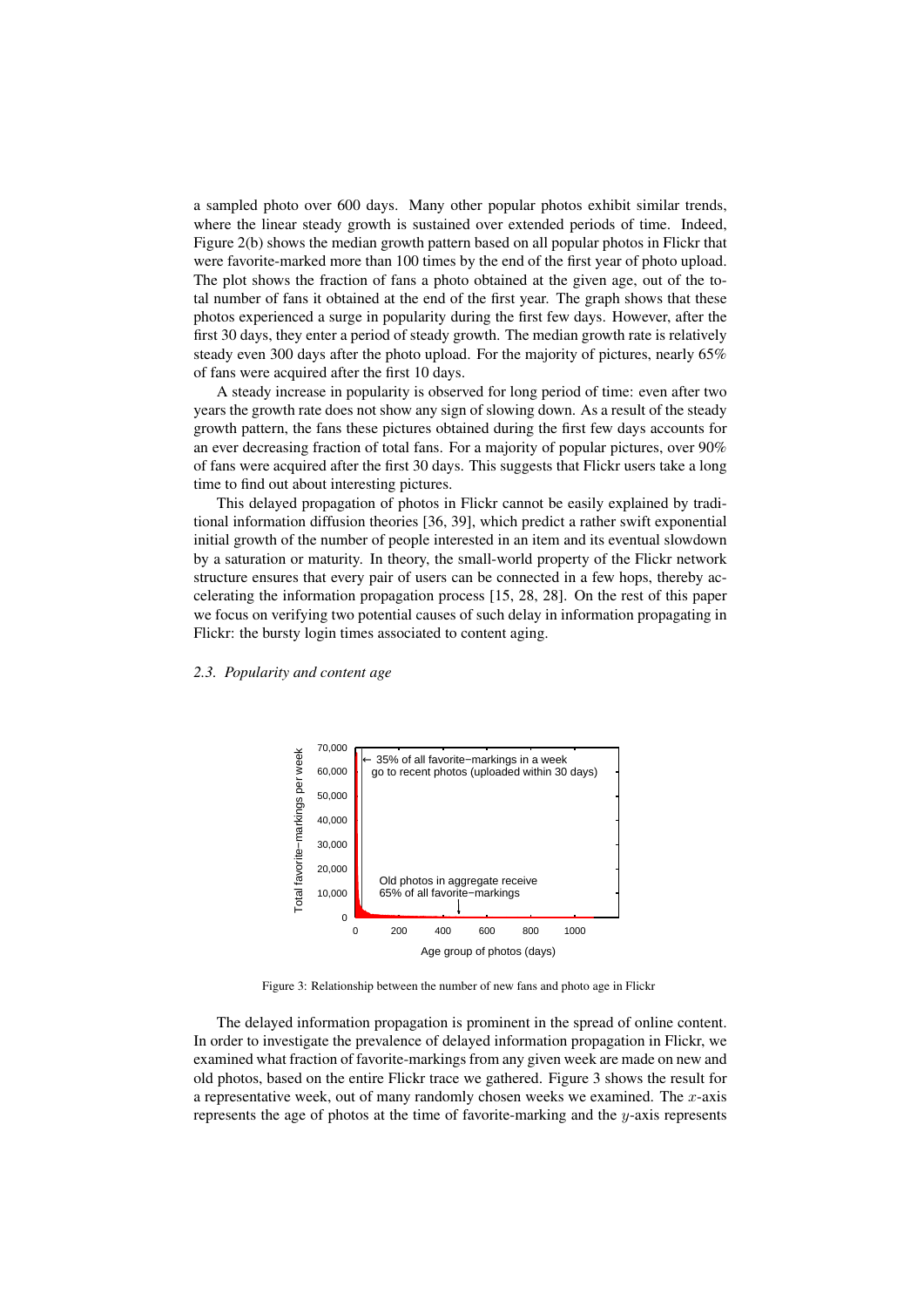a sampled photo over 600 days. Many other popular photos exhibit similar trends, where the linear steady growth is sustained over extended periods of time. Indeed, Figure 2(b) shows the median growth pattern based on all popular photos in Flickr that were favorite-marked more than 100 times by the end of the first year of photo upload. The plot shows the fraction of fans a photo obtained at the given age, out of the total number of fans it obtained at the end of the first year. The graph shows that these photos experienced a surge in popularity during the first few days. However, after the first 30 days, they enter a period of steady growth. The median growth rate is relatively steady even 300 days after the photo upload. For the majority of pictures, nearly 65% of fans were acquired after the first 10 days.

A steady increase in popularity is observed for long period of time: even after two years the growth rate does not show any sign of slowing down. As a result of the steady growth pattern, the fans these pictures obtained during the first few days accounts for an ever decreasing fraction of total fans. For a majority of popular pictures, over 90% of fans were acquired after the first 30 days. This suggests that Flickr users take a long time to find out about interesting pictures.

This delayed propagation of photos in Flickr cannot be easily explained by traditional information diffusion theories [36, 39], which predict a rather swift exponential initial growth of the number of people interested in an item and its eventual slowdown by a saturation or maturity. In theory, the small-world property of the Flickr network structure ensures that every pair of users can be connected in a few hops, thereby accelerating the information propagation process [15, 28, 28]. On the rest of this paper we focus on verifying two potential causes of such delay in information propagating in Flickr: the bursty login times associated to content aging.

### *2.3. Popularity and content age*

Figure 3: Relationship between the number of new fans and photo age in Flickr

The delayed information propagation is prominent in the spread of online content. In order to investigate the prevalence of delayed information propagation in Flickr, we examined what fraction of favorite-markings from any given week are made on new and old photos, based on the entire Flickr trace we gathered. Figure 3 shows the result for a representative week, out of many randomly chosen weeks we examined. The $x$-axis represents the age of photos at the time of favorite-marking and the $y$-axis represents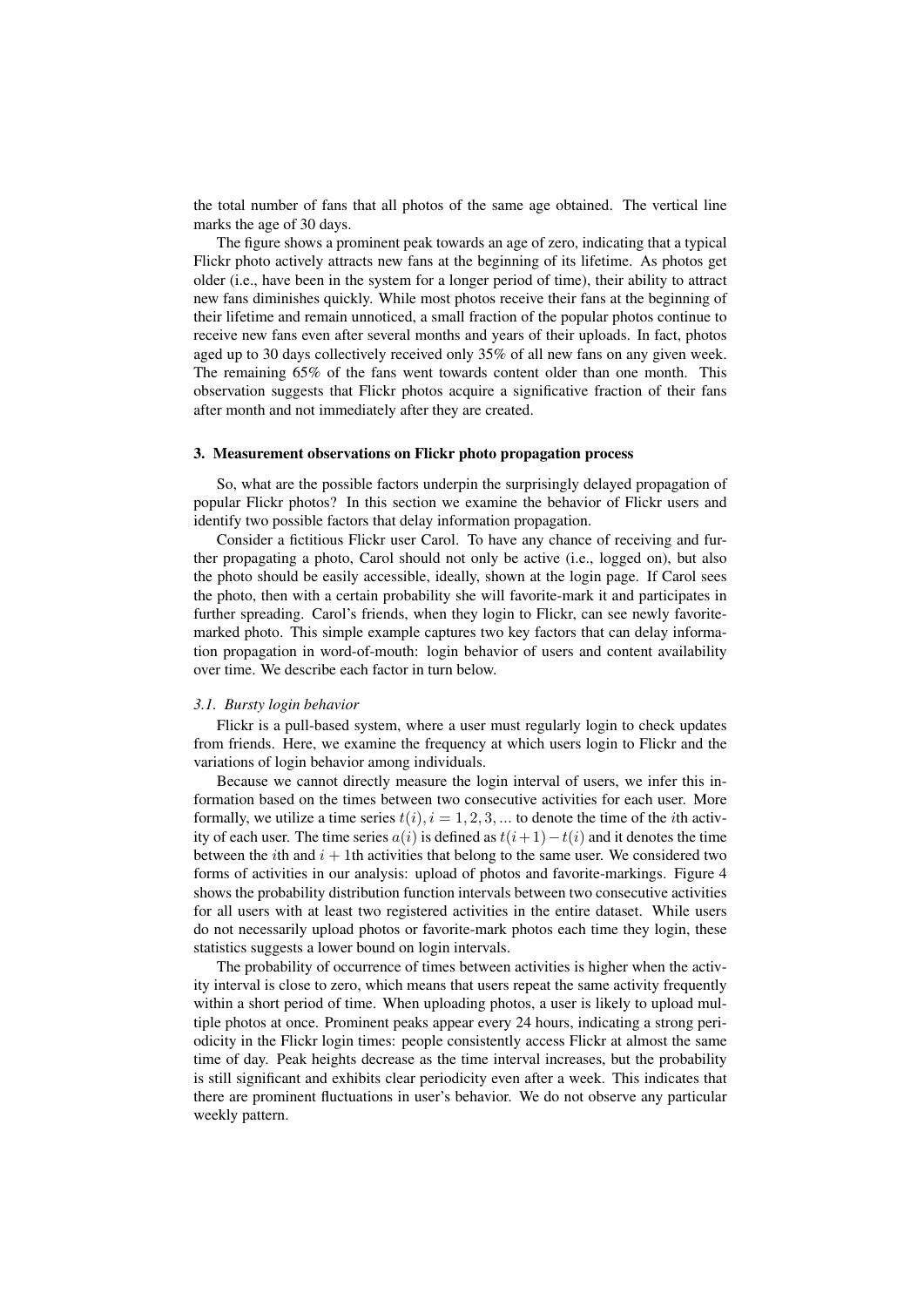the total number of fans that all photos of the same age obtained. The vertical line marks the age of 30 days.

The figure shows a prominent peak towards an age of zero, indicating that a typical Flickr photo actively attracts new fans at the beginning of its lifetime. As photos get older (i.e., have been in the system for a longer period of time), their ability to attract new fans diminishes quickly. While most photos receive their fans at the beginning of their lifetime and remain unnoticed, a small fraction of the popular photos continue to receive new fans even after several months and years of their uploads. In fact, photos aged up to 30 days collectively received only 35% of all new fans on any given week. The remaining 65% of the fans went towards content older than one month. This observation suggests that Flickr photos acquire a significative fraction of their fans after month and not immediately after they are created.

## 3. Measurement observations on Flickr photo propagation process

So, what are the possible factors underpin the surprisingly delayed propagation of popular Flickr photos? In this section we examine the behavior of Flickr users and identify two possible factors that delay information propagation.

Consider a fictitious Flickr user Carol. To have any chance of receiving and further propagating a photo, Carol should not only be active (i.e., logged on), but also the photo should be easily accessible, ideally, shown at the login page. If Carol sees the photo, then with a certain probability she will favorite-mark it and participates in further spreading. Carol's friends, when they login to Flickr, can see newly favorite-marked photo. This simple example captures two key factors that can delay information propagation in word-of-mouth: login behavior of users and content availability over time. We describe each factor in turn below.

### *3.1. Bursty login behavior*

Flickr is a pull-based system, where a user must regularly login to check updates from friends. Here, we examine the frequency at which users login to Flickr and the variations of login behavior among individuals.

Because we cannot directly measure the login interval of users, we infer this information based on the times between two consecutive activities for each user. More formally, we utilize a time series $t(i), i = 1, 2, 3, ...$ to denote the time of the $i$th activity of each user. The time series $a(i)$ is defined as $t(i+1) - t(i)$ and it denotes the time between the $i$th and $i + 1$th activities that belong to the same user. We considered two forms of activities in our analysis: upload of photos and favorite-markings. Figure 4 shows the probability distribution function intervals between two consecutive activities for all users with at least two registered activities in the entire dataset. While users do not necessarily upload photos or favorite-mark photos each time they login, these statistics suggests a lower bound on login intervals.

The probability of occurrence of times between activities is higher when the activity interval is close to zero, which means that users repeat the same activity frequently within a short period of time. When uploading photos, a user is likely to upload multiple photos at once. Prominent peaks appear every 24 hours, indicating a strong periodicity in the Flickr login times: people consistently access Flickr at almost the same time of day. Peak heights decrease as the time interval increases, but the probability is still significant and exhibits clear periodicity even after a week. This indicates that there are prominent fluctuations in user's behavior. We do not observe any particular weekly pattern.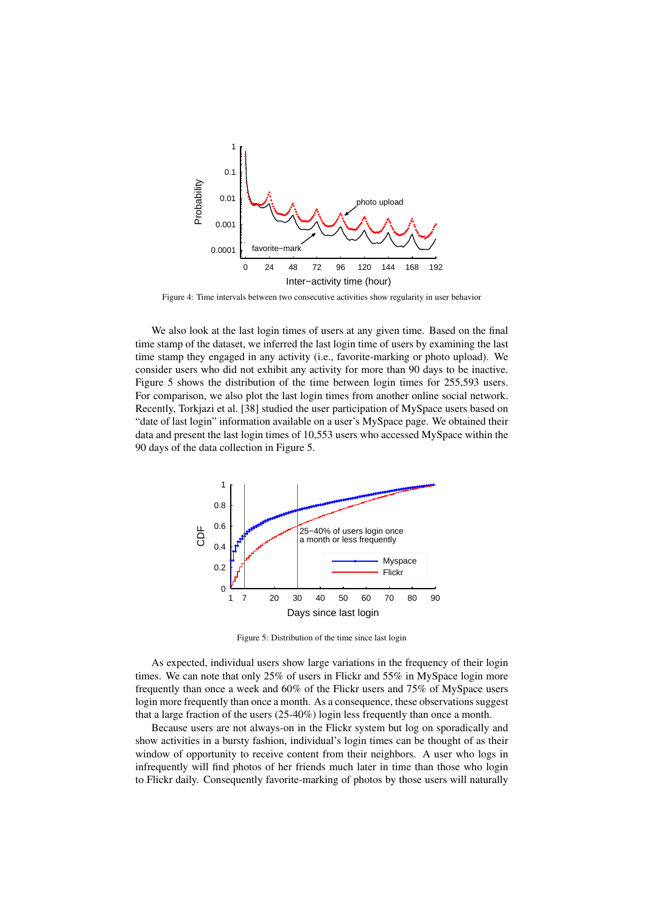Figure 4: Time intervals between two consecutive activities show regularity in user behavior

We also look at the last login times of users at any given time. Based on the final time stamp of the dataset, we inferred the last login time of users by examining the last time stamp they engaged in any activity (i.e., favorite-marking or photo upload). We consider users who did not exhibit any activity for more than 90 days to be inactive. Figure 5 shows the distribution of the time between login times for 255,593 users. For comparison, we also plot the last login times from another online social network. Recently, Torkjazi et al. [38] studied the user participation of MySpace users based on "date of last login" information available on a user's MySpace page. We obtained their data and present the last login times of 10,553 users who accessed MySpace within the 90 days of the data collection in Figure 5.

Figure 5: Distribution of the time since last login

As expected, individual users show large variations in the frequency of their login times. We can note that only 25% of users in Flickr and 55% in MySpace login more frequently than once a week and 60% of the Flickr users and 75% of MySpace users login more frequently than once a month. As a consequence, these observations suggest that a large fraction of the users (25-40%) login less frequently than once a month.

Because users are not always-on in the Flickr system but log on sporadically and show activities in a bursty fashion, individual's login times can be thought of as their window of opportunity to receive content from their neighbors. A user who logs in infrequently will find photos of her friends much later in time than those who login to Flickr daily. Consequently favorite-marking of photos by those users will naturally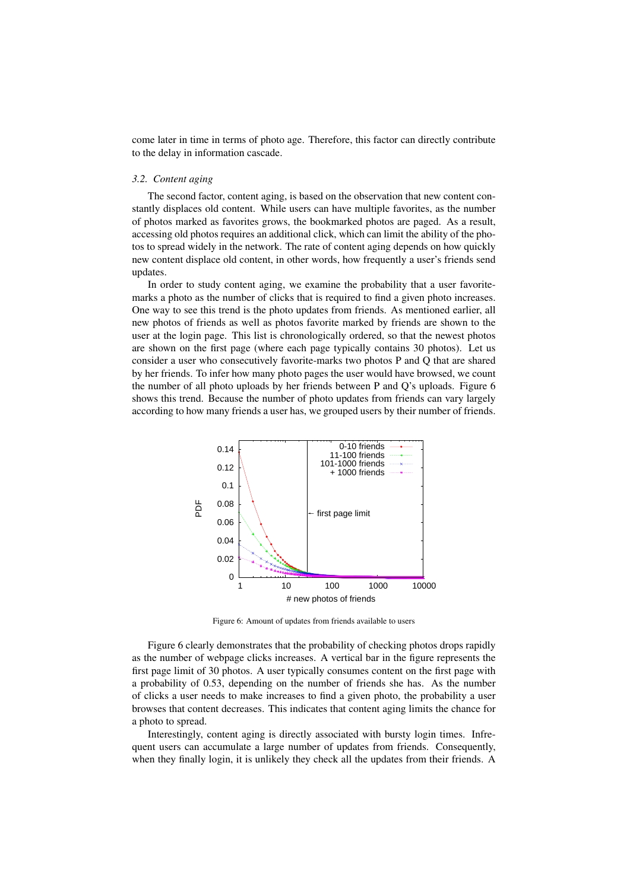come later in time in terms of photo age. Therefore, this factor can directly contribute to the delay in information cascade.

### *3.2. Content aging*

The second factor, content aging, is based on the observation that new content constantly displaces old content. While users can have multiple favorites, as the number of photos marked as favorites grows, the bookmarked photos are paged. As a result, accessing old photos requires an additional click, which can limit the ability of the photos to spread widely in the network. The rate of content aging depends on how quickly new content displace old content, in other words, how frequently a user's friends send updates.

In order to study content aging, we examine the probability that a user favorite-marks a photo as the number of clicks that is required to find a given photo increases. One way to see this trend is the photo updates from friends. As mentioned earlier, all new photos of friends as well as photos favorite marked by friends are shown to the user at the login page. This list is chronologically ordered, so that the newest photos are shown on the first page (where each page typically contains 30 photos). Let us consider a user who consecutively favorite-marks two photos P and Q that are shared by her friends. To infer how many photo pages the user would have browsed, we count the number of all photo uploads by her friends between P and Q's uploads. Figure 6 shows this trend. Because the number of photo updates from friends can vary largely according to how many friends a user has, we grouped users by their number of friends.

Figure 6: Amount of updates from friends available to users

Figure 6 clearly demonstrates that the probability of checking photos drops rapidly as the number of webpage clicks increases. A vertical bar in the figure represents the first page limit of 30 photos. A user typically consumes content on the first page with a probability of 0.53, depending on the number of friends she has. As the number of clicks a user needs to make increases to find a given photo, the probability a user browses that content decreases. This indicates that content aging limits the chance for a photo to spread.

Interestingly, content aging is directly associated with bursty login times. Infrequent users can accumulate a large number of updates from friends. Consequently, when they finally login, it is unlikely they check all the updates from their friends. A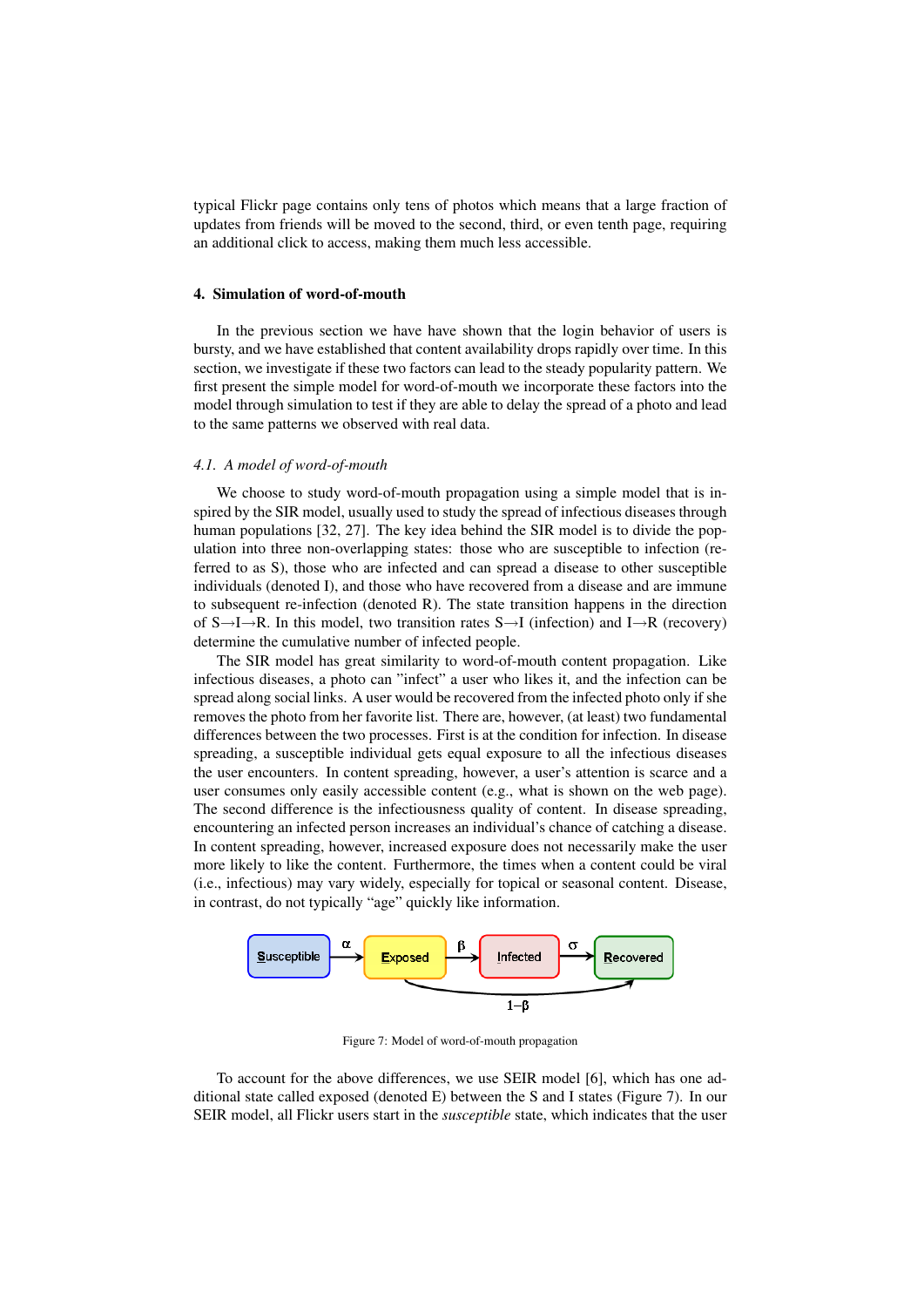typical Flickr page contains only tens of photos which means that a large fraction of updates from friends will be moved to the second, third, or even tenth page, requiring an additional click to access, making them much less accessible.

## 4. Simulation of word-of-mouth

In the previous section we have have shown that the login behavior of users is bursty, and we have established that content availability drops rapidly over time. In this section, we investigate if these two factors can lead to the steady popularity pattern. We first present the simple model for word-of-mouth we incorporate these factors into the model through simulation to test if they are able to delay the spread of a photo and lead to the same patterns we observed with real data.

### *4.1. A model of word-of-mouth*

We choose to study word-of-mouth propagation using a simple model that is inspired by the SIR model, usually used to study the spread of infectious diseases through human populations [32, 27]. The key idea behind the SIR model is to divide the population into three non-overlapping states: those who are susceptible to infection (referred to as S), those who are infected and can spread a disease to other susceptible individuals (denoted I), and those who have recovered from a disease and are immune to subsequent re-infection (denoted R). The state transition happens in the direction of S→I→R. In this model, two transition rates S→I (infection) and I→R (recovery) determine the cumulative number of infected people.

The SIR model has great similarity to word-of-mouth content propagation. Like infectious diseases, a photo can "infect" a user who likes it, and the infection can be spread along social links. A user would be recovered from the infected photo only if she removes the photo from her favorite list. There are, however, (at least) two fundamental differences between the two processes. First is at the condition for infection. In disease spreading, a susceptible individual gets equal exposure to all the infectious diseases the user encounters. In content spreading, however, a user's attention is scarce and a user consumes only easily accessible content (e.g., what is shown on the web page). The second difference is the infectiousness quality of content. In disease spreading, encountering an infected person increases an individual's chance of catching a disease. In content spreading, however, increased exposure does not necessarily make the user more likely to like the content. Furthermore, the times when a content could be viral (i.e., infectious) may vary widely, especially for topical or seasonal content. Disease, in contrast, do not typically "age" quickly like information.

Susceptible →($\alpha$) Exposed →($\beta$) Infected →($\sigma$) Recovered; Exposed →($1-\beta$) Recovered

Figure 7: Model of word-of-mouth propagation

To account for the above differences, we use SEIR model [6], which has one additional state called exposed (denoted E) between the S and I states (Figure 7). In our SEIR model, all Flickr users start in the *susceptible* state, which indicates that the user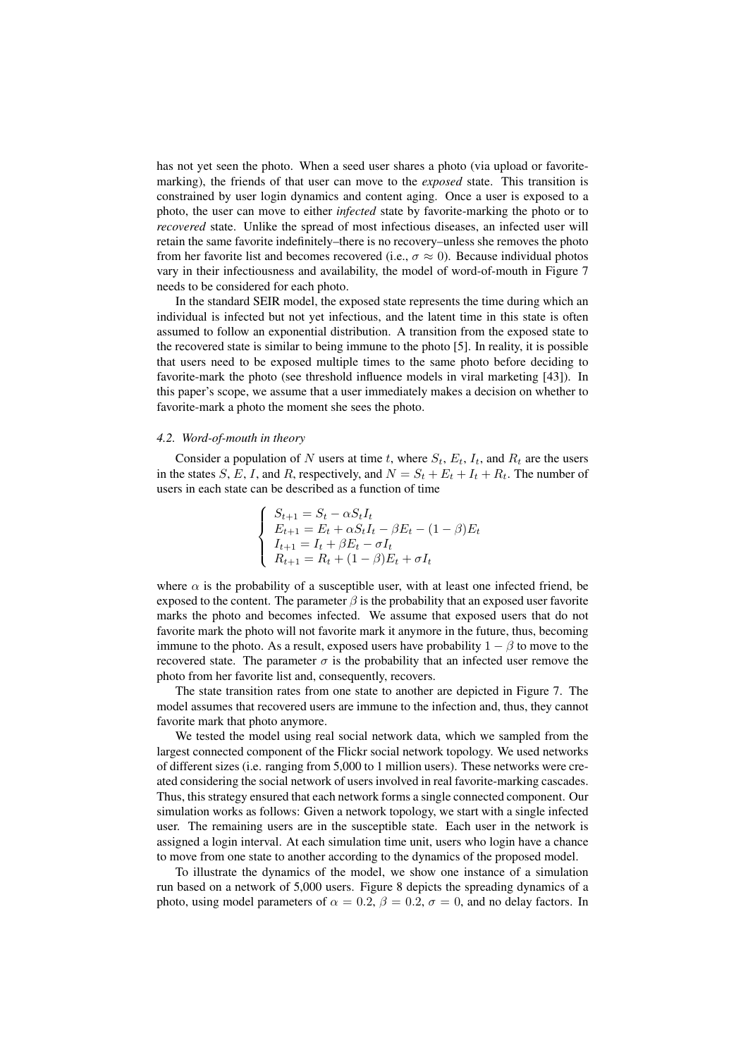has not yet seen the photo. When a seed user shares a photo (via upload or favorite-marking), the friends of that user can move to the *exposed* state. This transition is constrained by user login dynamics and content aging. Once a user is exposed to a photo, the user can move to either *infected* state by favorite-marking the photo or to *recovered* state. Unlike the spread of most infectious diseases, an infected user will retain the same favorite indefinitely–there is no recovery–unless she removes the photo from her favorite list and becomes recovered (i.e., $\sigma \approx 0$). Because individual photos vary in their infectiousness and availability, the model of word-of-mouth in Figure 7 needs to be considered for each photo.

In the standard SEIR model, the exposed state represents the time during which an individual is infected but not yet infectious, and the latent time in this state is often assumed to follow an exponential distribution. A transition from the exposed state to the recovered state is similar to being immune to the photo [5]. In reality, it is possible that users need to be exposed multiple times to the same photo before deciding to favorite-mark the photo (see threshold influence models in viral marketing [43]). In this paper's scope, we assume that a user immediately makes a decision on whether to favorite-mark a photo the moment she sees the photo.

### 4.2. Word-of-mouth in theory

Consider a population of $N$ users at time $t$, where $S_t$, $E_t$, $I_t$, and $R_t$ are the users in the states $S$, $E$, $I$, and $R$, respectively, and $N = S_t + E_t + I_t + R_t$. The number of users in each state can be described as a function of time

$$
\begin{cases}
S_{t+1} = S_t - \alpha S_t I_t \\
E_{t+1} = E_t + \alpha S_t I_t - \beta E_t - (1-\beta) E_t \\
I_{t+1} = I_t + \beta E_t - \sigma I_t \\
R_{t+1} = R_t + (1-\beta) E_t + \sigma I_t
\end{cases}
$$

where $\alpha$ is the probability of a susceptible user, with at least one infected friend, be exposed to the content. The parameter $\beta$ is the probability that an exposed user favorite marks the photo and becomes infected. We assume that exposed users that do not favorite mark the photo will not favorite mark it anymore in the future, thus, becoming immune to the photo. As a result, exposed users have probability $1 - \beta$ to move to the recovered state. The parameter $\sigma$ is the probability that an infected user remove the photo from her favorite list and, consequently, recovers.

The state transition rates from one state to another are depicted in Figure 7. The model assumes that recovered users are immune to the infection and, thus, they cannot favorite mark that photo anymore.

We tested the model using real social network data, which we sampled from the largest connected component of the Flickr social network topology. We used networks of different sizes (i.e. ranging from 5,000 to 1 million users). These networks were created considering the social network of users involved in real favorite-marking cascades. Thus, this strategy ensured that each network forms a single connected component. Our simulation works as follows: Given a network topology, we start with a single infected user. The remaining users are in the susceptible state. Each user in the network is assigned a login interval. At each simulation time unit, users who login have a chance to move from one state to another according to the dynamics of the proposed model.

To illustrate the dynamics of the model, we show one instance of a simulation run based on a network of 5,000 users. Figure 8 depicts the spreading dynamics of a photo, using model parameters of $\alpha = 0.2$, $\beta = 0.2$, $\sigma = 0$, and no delay factors. In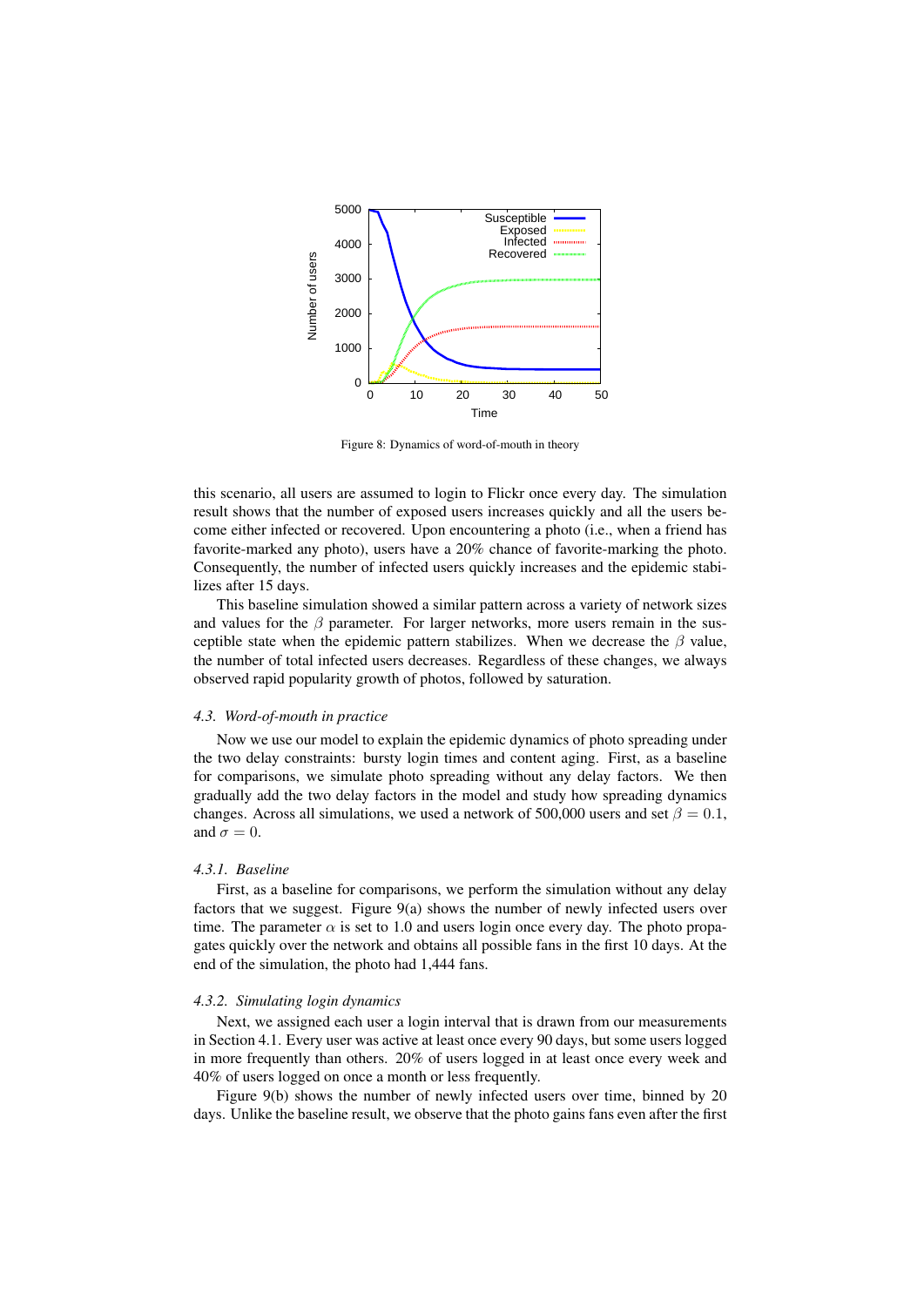Figure 8: Dynamics of word-of-mouth in theory

this scenario, all users are assumed to login to Flickr once every day. The simulation result shows that the number of exposed users increases quickly and all the users become either infected or recovered. Upon encountering a photo (i.e., when a friend has favorite-marked any photo), users have a 20% chance of favorite-marking the photo. Consequently, the number of infected users quickly increases and the epidemic stabilizes after 15 days.

This baseline simulation showed a similar pattern across a variety of network sizes and values for the $\beta$ parameter. For larger networks, more users remain in the susceptible state when the epidemic pattern stabilizes. When we decrease the $\beta$ value, the number of total infected users decreases. Regardless of these changes, we always observed rapid popularity growth of photos, followed by saturation.

### *4.3. Word-of-mouth in practice*

Now we use our model to explain the epidemic dynamics of photo spreading under the two delay constraints: bursty login times and content aging. First, as a baseline for comparisons, we simulate photo spreading without any delay factors. We then gradually add the two delay factors in the model and study how spreading dynamics changes. Across all simulations, we used a network of 500,000 users and set $\beta = 0.1$, and $\sigma = 0$.

#### *4.3.1. Baseline*

First, as a baseline for comparisons, we perform the simulation without any delay factors that we suggest. Figure 9(a) shows the number of newly infected users over time. The parameter $\alpha$ is set to 1.0 and users login once every day. The photo propagates quickly over the network and obtains all possible fans in the first 10 days. At the end of the simulation, the photo had 1,444 fans.

#### *4.3.2. Simulating login dynamics*

Next, we assigned each user a login interval that is drawn from our measurements in Section 4.1. Every user was active at least once every 90 days, but some users logged in more frequently than others. 20% of users logged in at least once every week and 40% of users logged on once a month or less frequently.

Figure 9(b) shows the number of newly infected users over time, binned by 20 days. Unlike the baseline result, we observe that the photo gains fans even after the first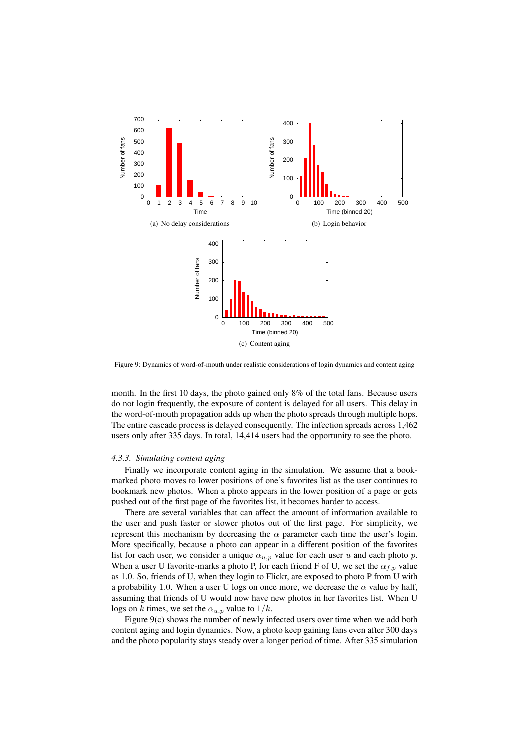(a) No delay considerations

(b) Login behavior

(c) Content aging

Figure 9: Dynamics of word-of-mouth under realistic considerations of login dynamics and content aging

month. In the first 10 days, the photo gained only 8% of the total fans. Because users do not login frequently, the exposure of content is delayed for all users. This delay in the word-of-mouth propagation adds up when the photo spreads through multiple hops. The entire cascade process is delayed consequently. The infection spreads across 1,462 users only after 335 days. In total, 14,414 users had the opportunity to see the photo.

#### *4.3.3. Simulating content aging*

Finally we incorporate content aging in the simulation. We assume that a bookmarked photo moves to lower positions of one's favorites list as the user continues to bookmark new photos. When a photo appears in the lower position of a page or gets pushed out of the first page of the favorites list, it becomes harder to access.

There are several variables that can affect the amount of information available to the user and push faster or slower photos out of the first page. For simplicity, we represent this mechanism by decreasing the $\alpha$ parameter each time the user's login. More specifically, because a photo can appear in a different position of the favorites list for each user, we consider a unique $\alpha_{u,p}$ value for each user $u$ and each photo $p$. When a user U favorite-marks a photo P, for each friend F of U, we set the $\alpha_{f,p}$ value as 1.0. So, friends of U, when they login to Flickr, are exposed to photo P from U with a probability $1.0$. When a user U logs on once more, we decrease the $\alpha$ value by half, assuming that friends of U would now have new photos in her favorites list. When U logs on $k$ times, we set the $\alpha_{u,p}$ value to $1/k$.

Figure 9(c) shows the number of newly infected users over time when we add both content aging and login dynamics. Now, a photo keep gaining fans even after 300 days and the photo popularity stays steady over a longer period of time. After 335 simulation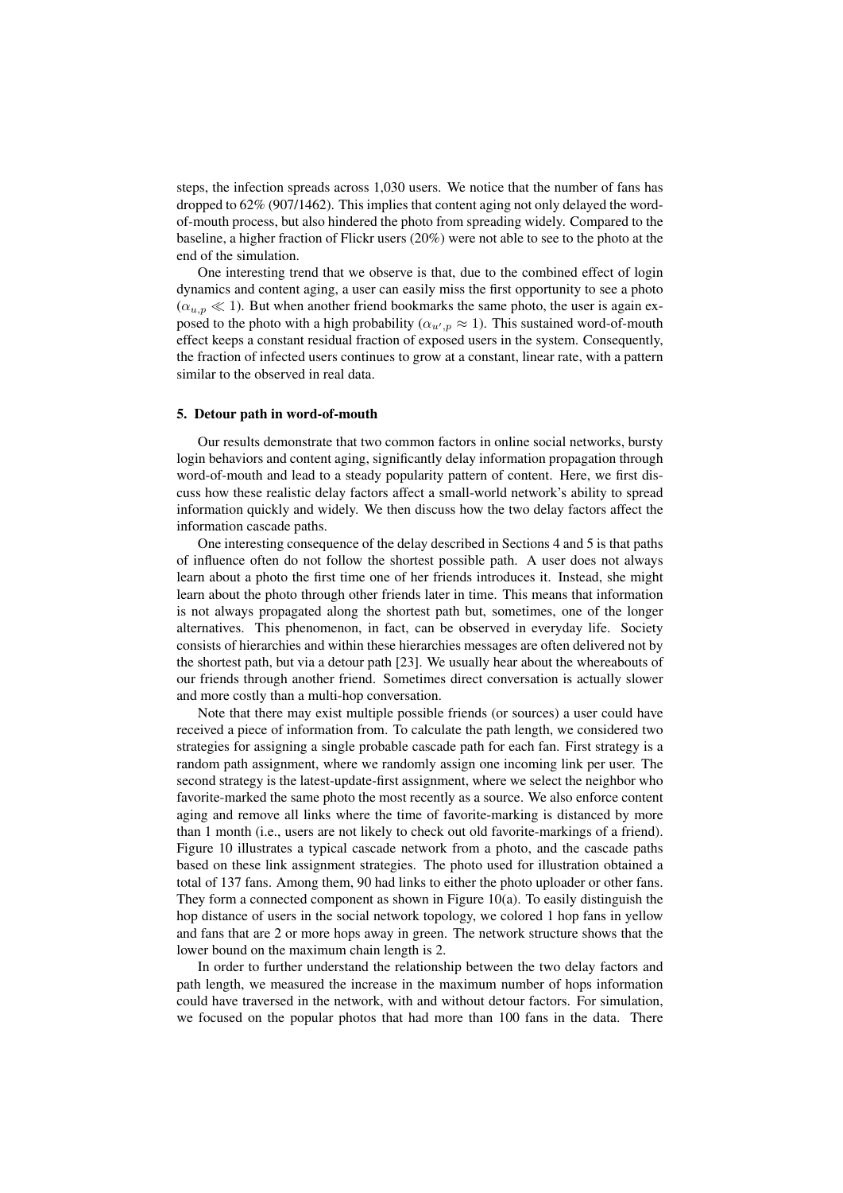steps, the infection spreads across 1,030 users. We notice that the number of fans has dropped to 62% (907/1462). This implies that content aging not only delayed the word-of-mouth process, but also hindered the photo from spreading widely. Compared to the baseline, a higher fraction of Flickr users (20%) were not able to see to the photo at the end of the simulation.

One interesting trend that we observe is that, due to the combined effect of login dynamics and content aging, a user can easily miss the first opportunity to see a photo ($\alpha_{u,p} \ll 1$). But when another friend bookmarks the same photo, the user is again exposed to the photo with a high probability ($\alpha_{u',p} \approx 1$). This sustained word-of-mouth effect keeps a constant residual fraction of exposed users in the system. Consequently, the fraction of infected users continues to grow at a constant, linear rate, with a pattern similar to the observed in real data.

## 5. Detour path in word-of-mouth

Our results demonstrate that two common factors in online social networks, bursty login behaviors and content aging, significantly delay information propagation through word-of-mouth and lead to a steady popularity pattern of content. Here, we first discuss how these realistic delay factors affect a small-world network's ability to spread information quickly and widely. We then discuss how the two delay factors affect the information cascade paths.

One interesting consequence of the delay described in Sections 4 and 5 is that paths of influence often do not follow the shortest possible path. A user does not always learn about a photo the first time one of her friends introduces it. Instead, she might learn about the photo through other friends later in time. This means that information is not always propagated along the shortest path but, sometimes, one of the longer alternatives. This phenomenon, in fact, can be observed in everyday life. Society consists of hierarchies and within these hierarchies messages are often delivered not by the shortest path, but via a detour path [23]. We usually hear about the whereabouts of our friends through another friend. Sometimes direct conversation is actually slower and more costly than a multi-hop conversation.

Note that there may exist multiple possible friends (or sources) a user could have received a piece of information from. To calculate the path length, we considered two strategies for assigning a single probable cascade path for each fan. First strategy is a random path assignment, where we randomly assign one incoming link per user. The second strategy is the latest-update-first assignment, where we select the neighbor who favorite-marked the same photo the most recently as a source. We also enforce content aging and remove all links where the time of favorite-marking is distanced by more than 1 month (i.e., users are not likely to check out old favorite-markings of a friend). Figure 10 illustrates a typical cascade network from a photo, and the cascade paths based on these link assignment strategies. The photo used for illustration obtained a total of 137 fans. Among them, 90 had links to either the photo uploader or other fans. They form a connected component as shown in Figure 10(a). To easily distinguish the hop distance of users in the social network topology, we colored 1 hop fans in yellow and fans that are 2 or more hops away in green. The network structure shows that the lower bound on the maximum chain length is 2.

In order to further understand the relationship between the two delay factors and path length, we measured the increase in the maximum number of hops information could have traversed in the network, with and without detour factors. For simulation, we focused on the popular photos that had more than 100 fans in the data. There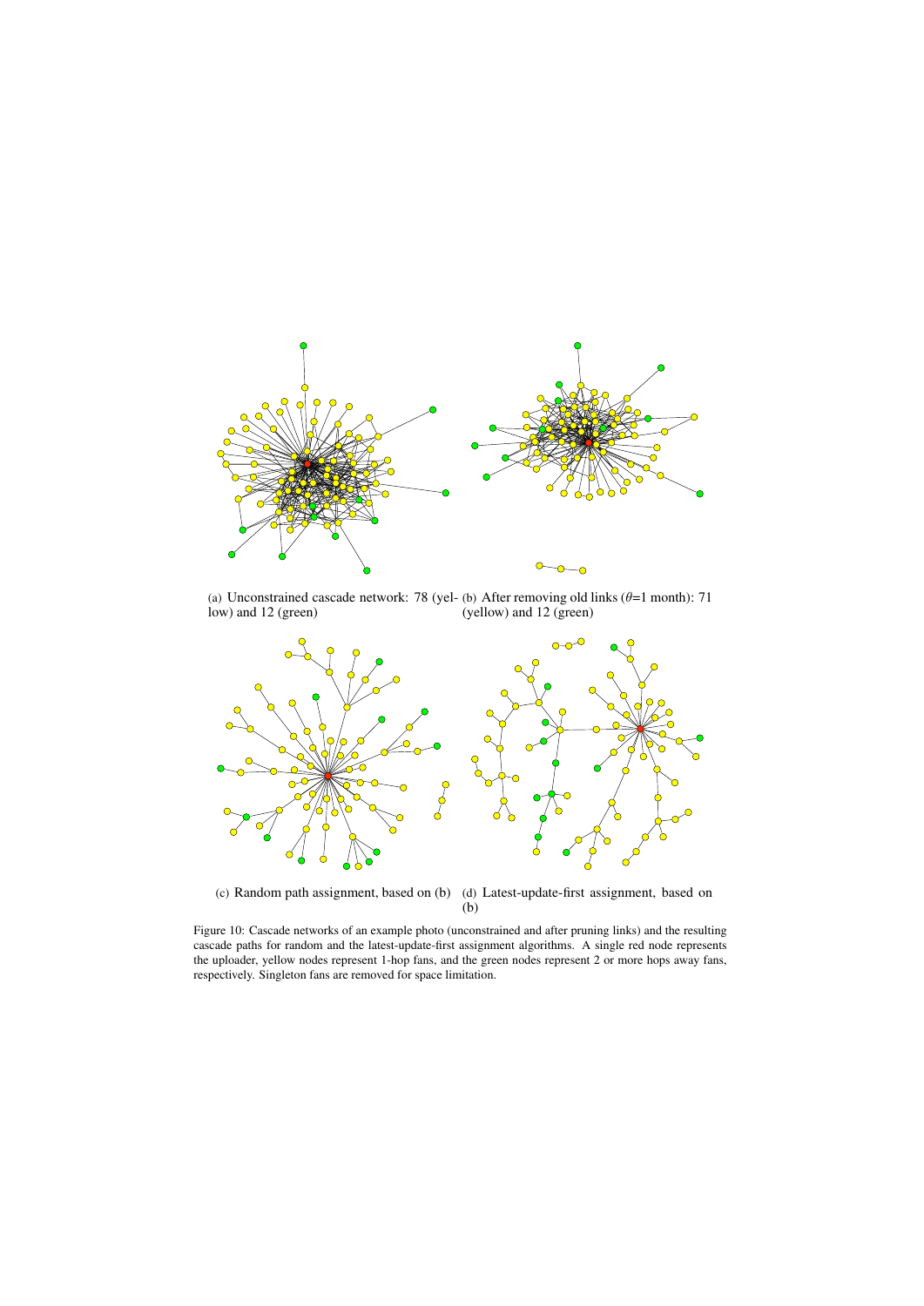(a) Unconstrained cascade network: 78 (yellow) and 12 (green)

(b) After removing old links ($\theta$=1 month): 71 (yellow) and 12 (green)

(c) Random path assignment, based on (b)

(d) Latest-update-first assignment, based on (b)

Figure 10: Cascade networks of an example photo (unconstrained and after pruning links) and the resulting cascade paths for random and the latest-update-first assignment algorithms. A single red node represents the uploader, yellow nodes represent 1-hop fans, and the green nodes represent 2 or more hops away fans, respectively. Singleton fans are removed for space limitation.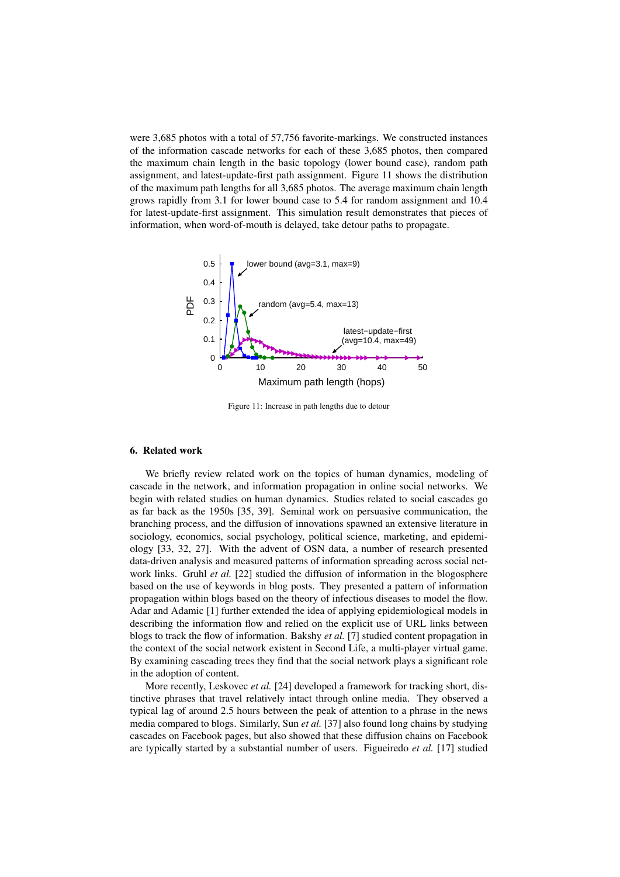were 3,685 photos with a total of 57,756 favorite-markings. We constructed instances of the information cascade networks for each of these 3,685 photos, then compared the maximum chain length in the basic topology (lower bound case), random path assignment, and latest-update-first path assignment. Figure 11 shows the distribution of the maximum path lengths for all 3,685 photos. The average maximum chain length grows rapidly from 3.1 for lower bound case to 5.4 for random assignment and 10.4 for latest-update-first assignment. This simulation result demonstrates that pieces of information, when word-of-mouth is delayed, take detour paths to propagate.

Figure 11: Increase in path lengths due to detour

## 6. Related work

We briefly review related work on the topics of human dynamics, modeling of cascade in the network, and information propagation in online social networks. We begin with related studies on human dynamics. Studies related to social cascades go as far back as the 1950s [35, 39]. Seminal work on persuasive communication, the branching process, and the diffusion of innovations spawned an extensive literature in sociology, economics, social psychology, political science, marketing, and epidemiology [33, 32, 27]. With the advent of OSN data, a number of research presented data-driven analysis and measured patterns of information spreading across social network links. Gruhl *et al.* [22] studied the diffusion of information in the blogosphere based on the use of keywords in blog posts. They presented a pattern of information propagation within blogs based on the theory of infectious diseases to model the flow. Adar and Adamic [1] further extended the idea of applying epidemiological models in describing the information flow and relied on the explicit use of URL links between blogs to track the flow of information. Bakshy *et al.* [7] studied content propagation in the context of the social network existent in Second Life, a multi-player virtual game. By examining cascading trees they find that the social network plays a significant role in the adoption of content.

More recently, Leskovec *et al.* [24] developed a framework for tracking short, distinctive phrases that travel relatively intact through online media. They observed a typical lag of around 2.5 hours between the peak of attention to a phrase in the news media compared to blogs. Similarly, Sun *et al.* [37] also found long chains by studying cascades on Facebook pages, but also showed that these diffusion chains on Facebook are typically started by a substantial number of users. Figueiredo *et al.* [17] studied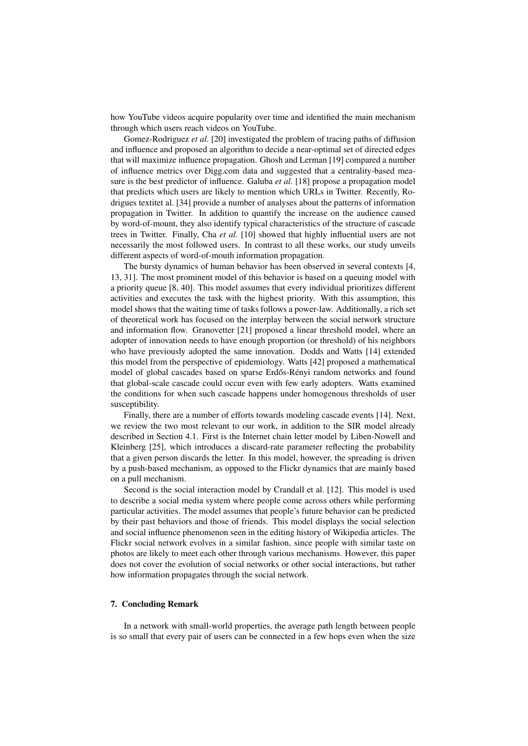how YouTube videos acquire popularity over time and identified the main mechanism through which users reach videos on YouTube.

Gomez-Rodriguez *et al.* [20] investigated the problem of tracing paths of diffusion and influence and proposed an algorithm to decide a near-optimal set of directed edges that will maximize influence propagation. Ghosh and Lerman [19] compared a number of influence metrics over Digg.com data and suggested that a centrality-based measure is the best predictor of influence. Galuba *et al.* [18] propose a propagation model that predicts which users are likely to mention which URLs in Twitter. Recently, Rodrigues textitet al. [34] provide a number of analyses about the patterns of information propagation in Twitter. In addition to quantify the increase on the audience caused by word-of-mount, they also identify typical characteristics of the structure of cascade trees in Twitter. Finally, Cha *et al.* [10] showed that highly influential users are not necessarily the most followed users. In contrast to all these works, our study unveils different aspects of word-of-mouth information propagation.

The bursty dynamics of human behavior has been observed in several contexts [4, 13, 31]. The most prominent model of this behavior is based on a queuing model with a priority queue [8, 40]. This model assumes that every individual prioritizes different activities and executes the task with the highest priority. With this assumption, this model shows that the waiting time of tasks follows a power-law. Additionally, a rich set of theoretical work has focused on the interplay between the social network structure and information flow. Granovetter [21] proposed a linear threshold model, where an adopter of innovation needs to have enough proportion (or threshold) of his neighbors who have previously adopted the same innovation. Dodds and Watts [14] extended this model from the perspective of epidemiology. Watts [42] proposed a mathematical model of global cascades based on sparse Erdős-Rényi random networks and found that global-scale cascade could occur even with few early adopters. Watts examined the conditions for when such cascade happens under homogenous thresholds of user susceptibility.

Finally, there are a number of efforts towards modeling cascade events [14]. Next, we review the two most relevant to our work, in addition to the SIR model already described in Section 4.1. First is the Internet chain letter model by Liben-Nowell and Kleinberg [25], which introduces a discard-rate parameter reflecting the probability that a given person discards the letter. In this model, however, the spreading is driven by a push-based mechanism, as opposed to the Flickr dynamics that are mainly based on a pull mechanism.

Second is the social interaction model by Crandall et al. [12]. This model is used to describe a social media system where people come across others while performing particular activities. The model assumes that people's future behavior can be predicted by their past behaviors and those of friends. This model displays the social selection and social influence phenomenon seen in the editing history of Wikipedia articles. The Flickr social network evolves in a similar fashion, since people with similar taste on photos are likely to meet each other through various mechanisms. However, this paper does not cover the evolution of social networks or other social interactions, but rather how information propagates through the social network.

## 7. Concluding Remark

In a network with small-world properties, the average path length between people is so small that every pair of users can be connected in a few hops even when the size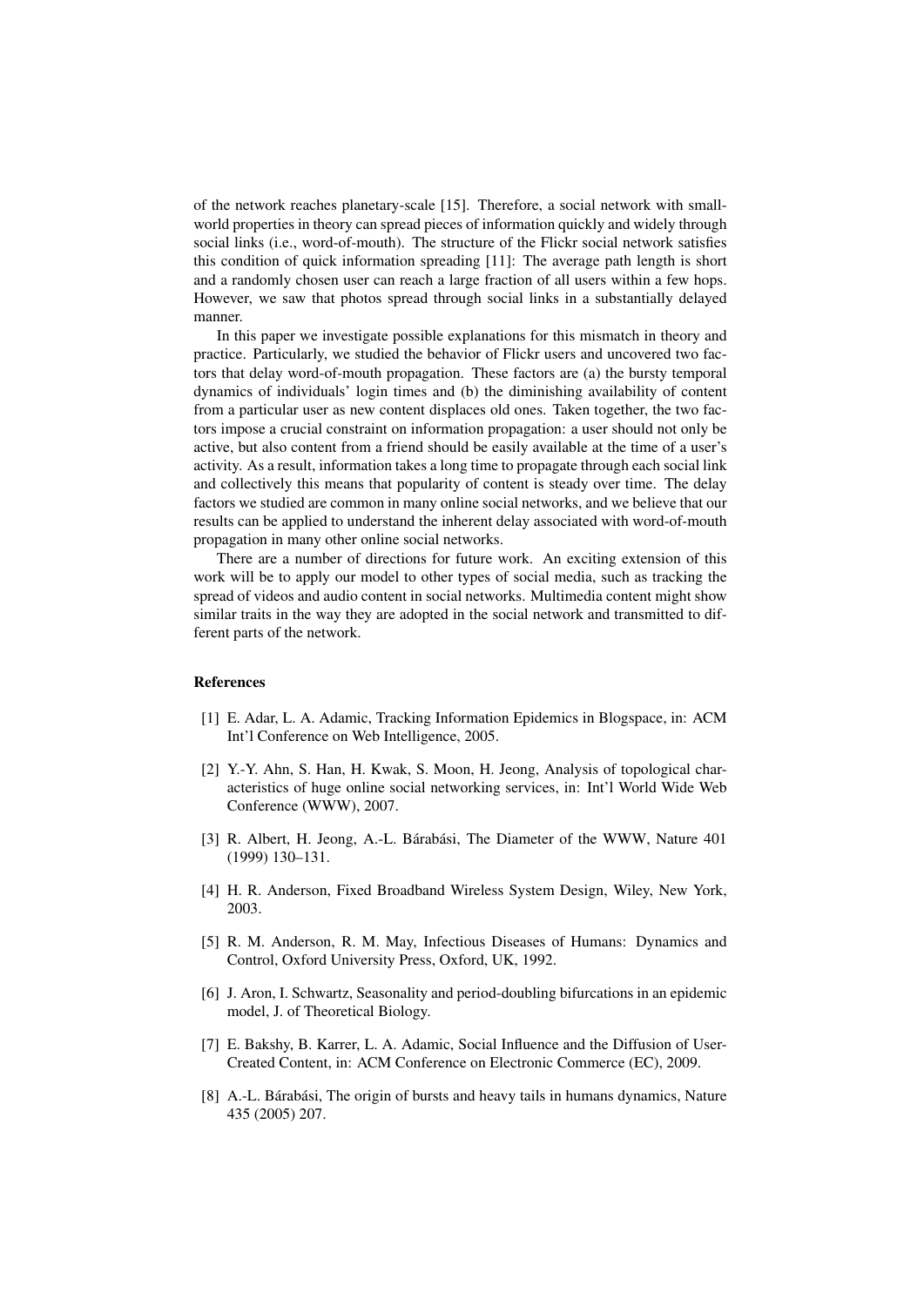of the network reaches planetary-scale [15]. Therefore, a social network with small-world properties in theory can spread pieces of information quickly and widely through social links (i.e., word-of-mouth). The structure of the Flickr social network satisfies this condition of quick information spreading [11]: The average path length is short and a randomly chosen user can reach a large fraction of all users within a few hops. However, we saw that photos spread through social links in a substantially delayed manner.

In this paper we investigate possible explanations for this mismatch in theory and practice. Particularly, we studied the behavior of Flickr users and uncovered two factors that delay word-of-mouth propagation. These factors are (a) the bursty temporal dynamics of individuals' login times and (b) the diminishing availability of content from a particular user as new content displaces old ones. Taken together, the two factors impose a crucial constraint on information propagation: a user should not only be active, but also content from a friend should be easily available at the time of a user's activity. As a result, information takes a long time to propagate through each social link and collectively this means that popularity of content is steady over time. The delay factors we studied are common in many online social networks, and we believe that our results can be applied to understand the inherent delay associated with word-of-mouth propagation in many other online social networks.

There are a number of directions for future work. An exciting extension of this work will be to apply our model to other types of social media, such as tracking the spread of videos and audio content in social networks. Multimedia content might show similar traits in the way they are adopted in the social network and transmitted to different parts of the network.

## References

[1] E. Adar, L. A. Adamic, Tracking Information Epidemics in Blogspace, in: ACM Int'l Conference on Web Intelligence, 2005.

[2] Y.-Y. Ahn, S. Han, H. Kwak, S. Moon, H. Jeong, Analysis of topological characteristics of huge online social networking services, in: Int'l World Wide Web Conference (WWW), 2007.

[3] R. Albert, H. Jeong, A.-L. Bárabási, The Diameter of the WWW, Nature 401 (1999) 130–131.

[4] H. R. Anderson, Fixed Broadband Wireless System Design, Wiley, New York, 2003.

[5] R. M. Anderson, R. M. May, Infectious Diseases of Humans: Dynamics and Control, Oxford University Press, Oxford, UK, 1992.

[6] J. Aron, I. Schwartz, Seasonality and period-doubling bifurcations in an epidemic model, J. of Theoretical Biology.

[7] E. Bakshy, B. Karrer, L. A. Adamic, Social Influence and the Diffusion of User-Created Content, in: ACM Conference on Electronic Commerce (EC), 2009.

[8] A.-L. Bárabási, The origin of bursts and heavy tails in humans dynamics, Nature 435 (2005) 207.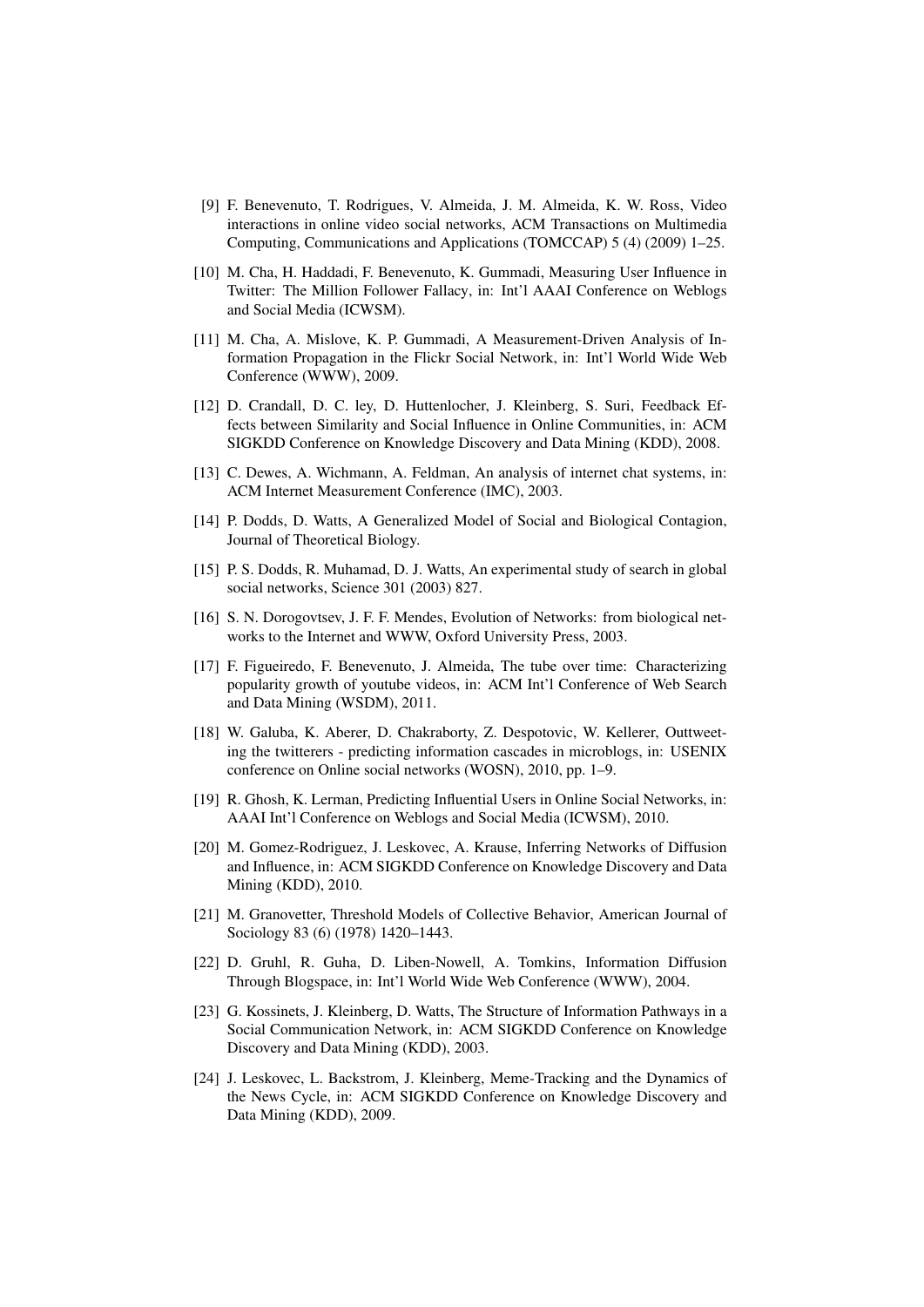[9] F. Benevenuto, T. Rodrigues, V. Almeida, J. M. Almeida, K. W. Ross, Video interactions in online video social networks, ACM Transactions on Multimedia Computing, Communications and Applications (TOMCCAP) 5 (4) (2009) 1–25.

[10] M. Cha, H. Haddadi, F. Benevenuto, K. Gummadi, Measuring User Influence in Twitter: The Million Follower Fallacy, in: Int'l AAAI Conference on Weblogs and Social Media (ICWSM).

[11] M. Cha, A. Mislove, K. P. Gummadi, A Measurement-Driven Analysis of Information Propagation in the Flickr Social Network, in: Int'l World Wide Web Conference (WWW), 2009.

[12] D. Crandall, D. C. ley, D. Huttenlocher, J. Kleinberg, S. Suri, Feedback Effects between Similarity and Social Influence in Online Communities, in: ACM SIGKDD Conference on Knowledge Discovery and Data Mining (KDD), 2008.

[13] C. Dewes, A. Wichmann, A. Feldman, An analysis of internet chat systems, in: ACM Internet Measurement Conference (IMC), 2003.

[14] P. Dodds, D. Watts, A Generalized Model of Social and Biological Contagion, Journal of Theoretical Biology.

[15] P. S. Dodds, R. Muhamad, D. J. Watts, An experimental study of search in global social networks, Science 301 (2003) 827.

[16] S. N. Dorogovtsev, J. F. F. Mendes, Evolution of Networks: from biological networks to the Internet and WWW, Oxford University Press, 2003.

[17] F. Figueiredo, F. Benevenuto, J. Almeida, The tube over time: Characterizing popularity growth of youtube videos, in: ACM Int'l Conference of Web Search and Data Mining (WSDM), 2011.

[18] W. Galuba, K. Aberer, D. Chakraborty, Z. Despotovic, W. Kellerer, Outtweeting the twitterers - predicting information cascades in microblogs, in: USENIX conference on Online social networks (WOSN), 2010, pp. 1–9.

[19] R. Ghosh, K. Lerman, Predicting Influential Users in Online Social Networks, in: AAAI Int'l Conference on Weblogs and Social Media (ICWSM), 2010.

[20] M. Gomez-Rodriguez, J. Leskovec, A. Krause, Inferring Networks of Diffusion and Influence, in: ACM SIGKDD Conference on Knowledge Discovery and Data Mining (KDD), 2010.

[21] M. Granovetter, Threshold Models of Collective Behavior, American Journal of Sociology 83 (6) (1978) 1420–1443.

[22] D. Gruhl, R. Guha, D. Liben-Nowell, A. Tomkins, Information Diffusion Through Blogspace, in: Int'l World Wide Web Conference (WWW), 2004.

[23] G. Kossinets, J. Kleinberg, D. Watts, The Structure of Information Pathways in a Social Communication Network, in: ACM SIGKDD Conference on Knowledge Discovery and Data Mining (KDD), 2003.

[24] J. Leskovec, L. Backstrom, J. Kleinberg, Meme-Tracking and the Dynamics of the News Cycle, in: ACM SIGKDD Conference on Knowledge Discovery and Data Mining (KDD), 2009.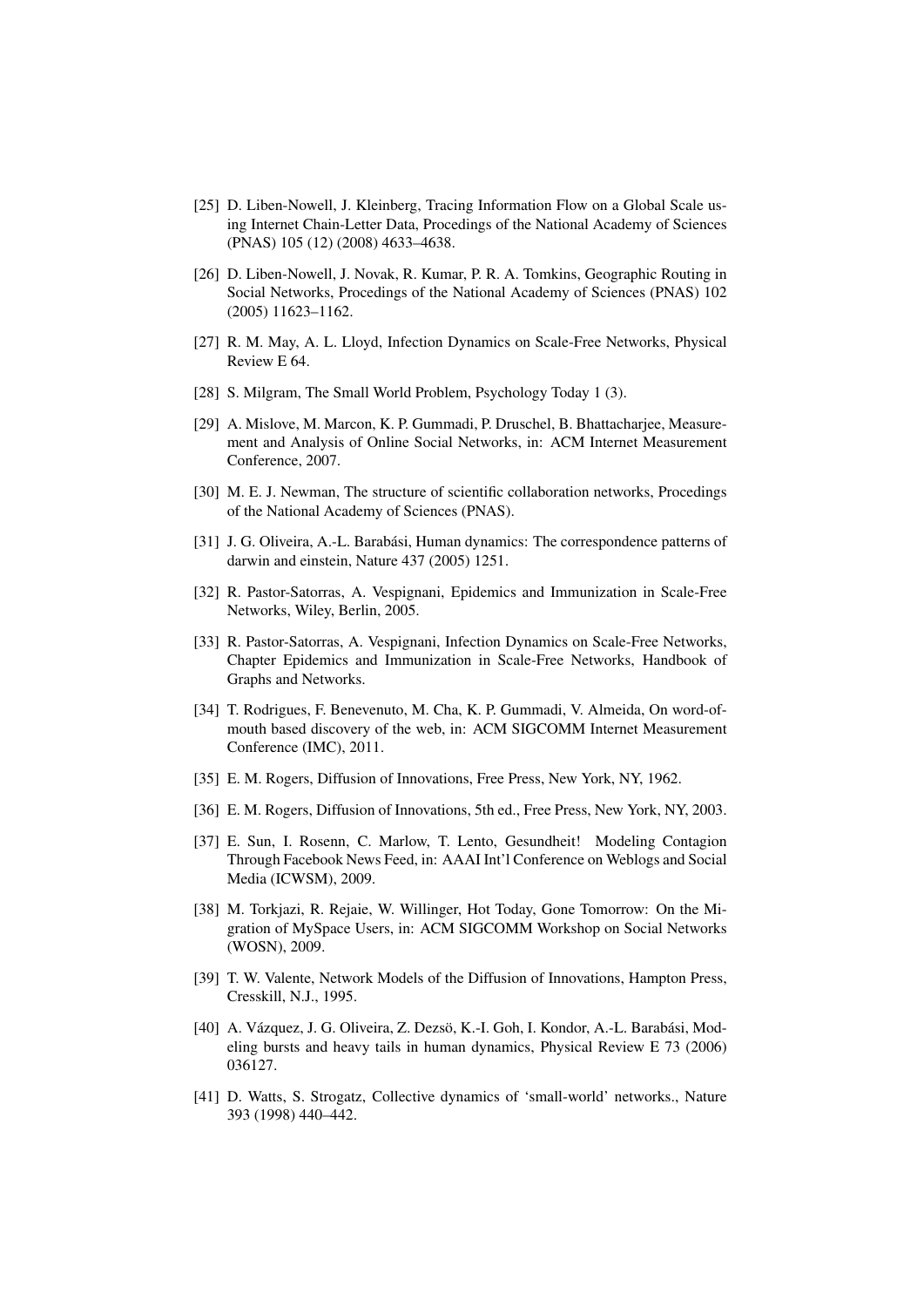[25] D. Liben-Nowell, J. Kleinberg, Tracing Information Flow on a Global Scale using Internet Chain-Letter Data, Procedings of the National Academy of Sciences (PNAS) 105 (12) (2008) 4633–4638.

[26] D. Liben-Nowell, J. Novak, R. Kumar, P. R. A. Tomkins, Geographic Routing in Social Networks, Procedings of the National Academy of Sciences (PNAS) 102 (2005) 11623–1162.

[27] R. M. May, A. L. Lloyd, Infection Dynamics on Scale-Free Networks, Physical Review E 64.

[28] S. Milgram, The Small World Problem, Psychology Today 1 (3).

[29] A. Mislove, M. Marcon, K. P. Gummadi, P. Druschel, B. Bhattacharjee, Measurement and Analysis of Online Social Networks, in: ACM Internet Measurement Conference, 2007.

[30] M. E. J. Newman, The structure of scientific collaboration networks, Procedings of the National Academy of Sciences (PNAS).

[31] J. G. Oliveira, A.-L. Barabási, Human dynamics: The correspondence patterns of darwin and einstein, Nature 437 (2005) 1251.

[32] R. Pastor-Satorras, A. Vespignani, Epidemics and Immunization in Scale-Free Networks, Wiley, Berlin, 2005.

[33] R. Pastor-Satorras, A. Vespignani, Infection Dynamics on Scale-Free Networks, Chapter Epidemics and Immunization in Scale-Free Networks, Handbook of Graphs and Networks.

[34] T. Rodrigues, F. Benevenuto, M. Cha, K. P. Gummadi, V. Almeida, On word-of-mouth based discovery of the web, in: ACM SIGCOMM Internet Measurement Conference (IMC), 2011.

[35] E. M. Rogers, Diffusion of Innovations, Free Press, New York, NY, 1962.

[36] E. M. Rogers, Diffusion of Innovations, 5th ed., Free Press, New York, NY, 2003.

[37] E. Sun, I. Rosenn, C. Marlow, T. Lento, Gesundheit! Modeling Contagion Through Facebook News Feed, in: AAAI Int'l Conference on Weblogs and Social Media (ICWSM), 2009.

[38] M. Torkjazi, R. Rejaie, W. Willinger, Hot Today, Gone Tomorrow: On the Migration of MySpace Users, in: ACM SIGCOMM Workshop on Social Networks (WOSN), 2009.

[39] T. W. Valente, Network Models of the Diffusion of Innovations, Hampton Press, Cresskill, N.J., 1995.

[40] A. Vázquez, J. G. Oliveira, Z. Dezsö, K.-I. Goh, I. Kondor, A.-L. Barabási, Modeling bursts and heavy tails in human dynamics, Physical Review E 73 (2006) 036127.

[41] D. Watts, S. Strogatz, Collective dynamics of 'small-world' networks., Nature 393 (1998) 440–442.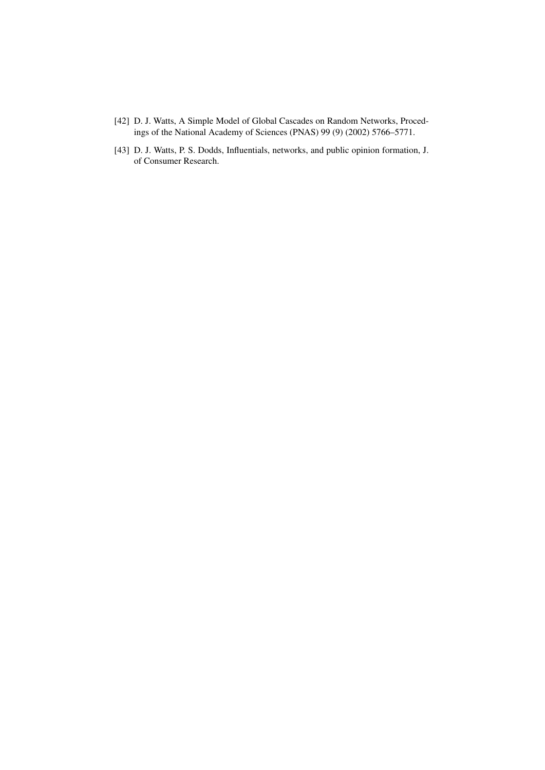[42] D. J. Watts, A Simple Model of Global Cascades on Random Networks, Procedings of the National Academy of Sciences (PNAS) 99 (9) (2002) 5766–5771.

[43] D. J. Watts, P. S. Dodds, Influentials, networks, and public opinion formation, J. of Consumer Research.